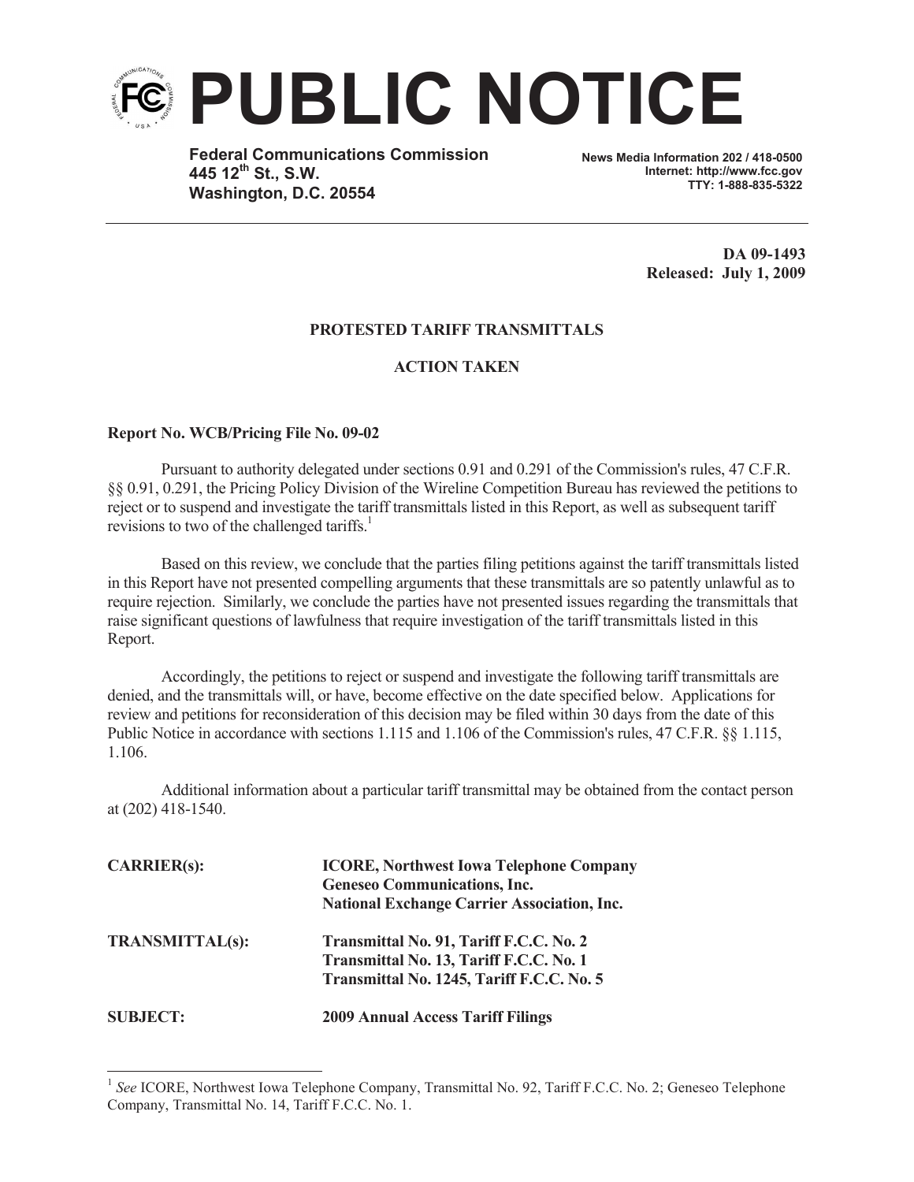# PUBLIC NOTICE

**Federal Communications Commission**
**445 12th St., S.W.**
**Washington, D.C. 20554**

**News Media Information 202 / 418-0500**
**Internet: http://www.fcc.gov**
**TTY: 1-888-835-5322**

**DA 09-1493**
**Released: July 1, 2009**

**PROTESTED TARIFF TRANSMITTALS**

**ACTION TAKEN**

**Report No. WCB/Pricing File No. 09-02**

Pursuant to authority delegated under sections 0.91 and 0.291 of the Commission's rules, 47 C.F.R. §§ 0.91, 0.291, the Pricing Policy Division of the Wireline Competition Bureau has reviewed the petitions to reject or to suspend and investigate the tariff transmittals listed in this Report, as well as subsequent tariff revisions to two of the challenged tariffs.[1]

Based on this review, we conclude that the parties filing petitions against the tariff transmittals listed in this Report have not presented compelling arguments that these transmittals are so patently unlawful as to require rejection. Similarly, we conclude the parties have not presented issues regarding the transmittals that raise significant questions of lawfulness that require investigation of the tariff transmittals listed in this Report.

Accordingly, the petitions to reject or suspend and investigate the following tariff transmittals are denied, and the transmittals will, or have, become effective on the date specified below. Applications for review and petitions for reconsideration of this decision may be filed within 30 days from the date of this Public Notice in accordance with sections 1.115 and 1.106 of the Commission's rules, 47 C.F.R. §§ 1.115, 1.106.

Additional information about a particular tariff transmittal may be obtained from the contact person at (202) 418-1540.

| | |
|---|---|
| **CARRIER(s):** | **ICORE, Northwest Iowa Telephone Company**<br>**Geneseo Communications, Inc.**<br>**National Exchange Carrier Association, Inc.** |
| **TRANSMITTAL(s):** | **Transmittal No. 91, Tariff F.C.C. No. 2**<br>**Transmittal No. 13, Tariff F.C.C. No. 1**<br>**Transmittal No. 1245, Tariff F.C.C. No. 5** |
| **SUBJECT:** | **2009 Annual Access Tariff Filings** |

[1] *See* ICORE, Northwest Iowa Telephone Company, Transmittal No. 92, Tariff F.C.C. No. 2; Geneseo Telephone Company, Transmittal No. 14, Tariff F.C.C. No. 1.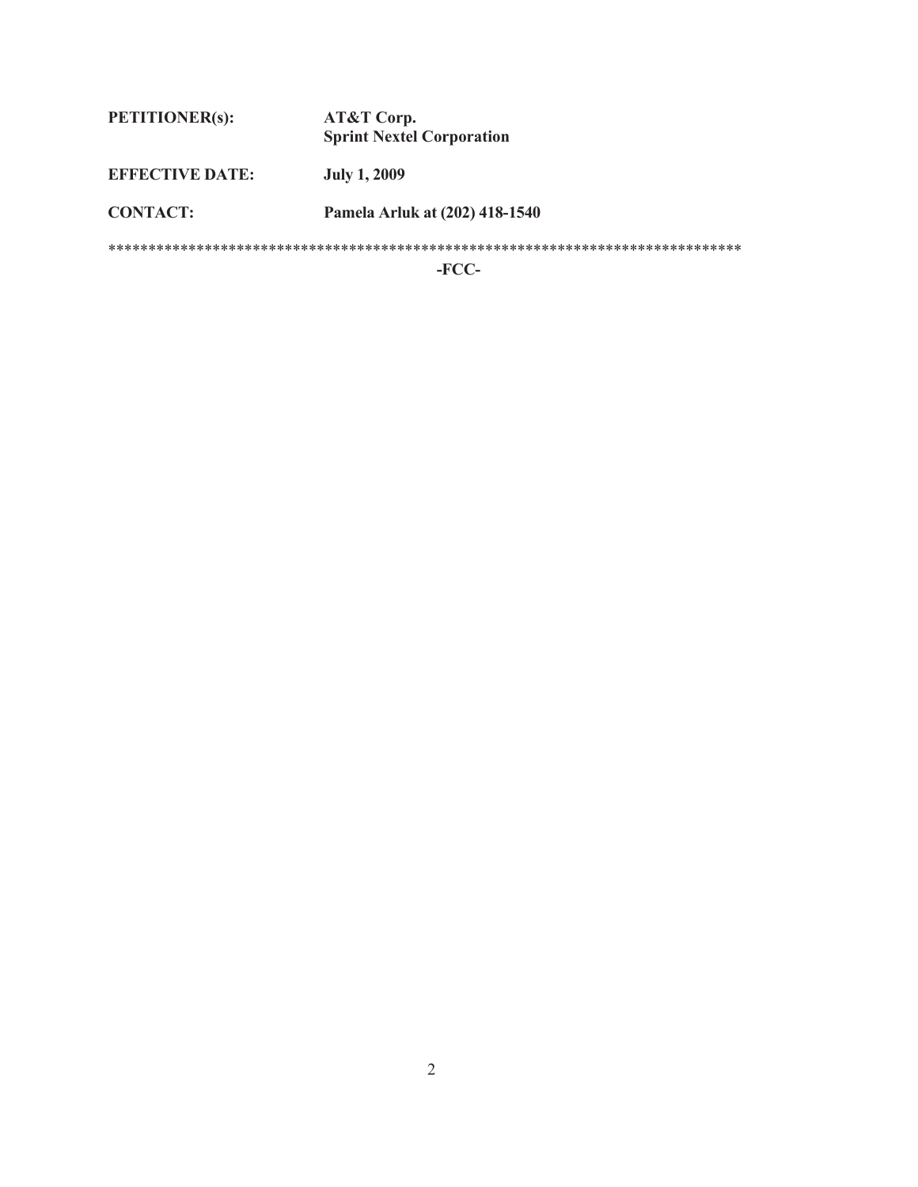**PETITIONER(s):** **AT&T Corp.**
**Sprint Nextel Corporation**

**EFFECTIVE DATE:** **July 1, 2009**

**CONTACT:** **Pamela Arluk at (202) 418-1540**

*******************************************************************************

**-FCC-**